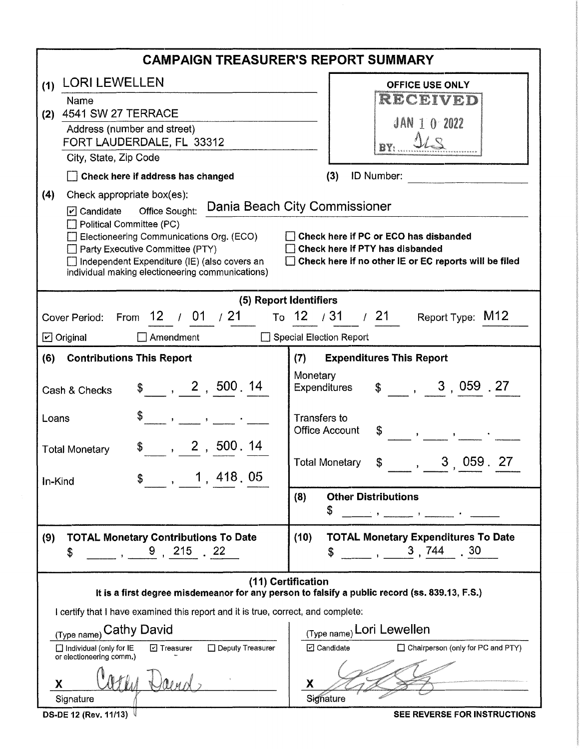# CAMPAIGN TREASURER'S REPORT SUMMARY

**(1)** LORI LEWELLEN
Name

**(2)** 4541 SW 27 TERRACE
Address (number and street)
FORT LAUDERDALE, FL 33312
City, State, Zip Code

☐ **Check here if address has changed**

OFFICE USE ONLY
RECEIVED
JAN 10 2022
BY: JLS

**(3)** ID Number:

**(4)** Check appropriate box(es):

☑ Candidate Office Sought: Dania Beach City Commissioner
☐ Political Committee (PC)
☐ Electioneering Communications Org. (ECO)
☐ Party Executive Committee (PTY)
☐ Independent Expenditure (IE) (also covers an individual making electioneering communications)

☐ **Check here if PC or ECO has disbanded**
☐ **Check here if PTY has disbanded**
☐ **Check here if no other IE or EC reports will be filed**

## (5) Report Identifiers

Cover Period: From 12 / 01 / 21 To 12 / 31 / 21 Report Type: M12

☑ Original ☐ Amendment ☐ Special Election Report

| (6) Contributions This Report | | (7) Expenditures This Report | |
|---|---|---|---|
| Cash & Checks | $ 2,500.14 | Monetary Expenditures | $ 3,059.27 |
| Loans | $ | Transfers to Office Account | $ |
| Total Monetary | $ 2,500.14 | Total Monetary | $ 3,059.27 |
| In-Kind | $ 1,418.05 | **(8) Other Distributions** | $ |

| (9) TOTAL Monetary Contributions To Date | (10) TOTAL Monetary Expenditures To Date |
|---|---|
| $ 9,215.22 | $ 3,744.30 |

## (11) Certification

**It is a first degree misdemeanor for any person to falsify a public record (ss. 839.13, F.S.)**

I certify that I have examined this report and it is true, correct, and complete:

(Type name) Cathy David
☐ Individual (only for IE or electioneering comm.) ☑ Treasurer ☐ Deputy Treasurer
X Cathy David
Signature

(Type name) Lori Lewellen
☑ Candidate ☐ Chairperson (only for PC and PTY)
X [signature]
Signature

DS-DE 12 (Rev. 11/13)

**SEE REVERSE FOR INSTRUCTIONS**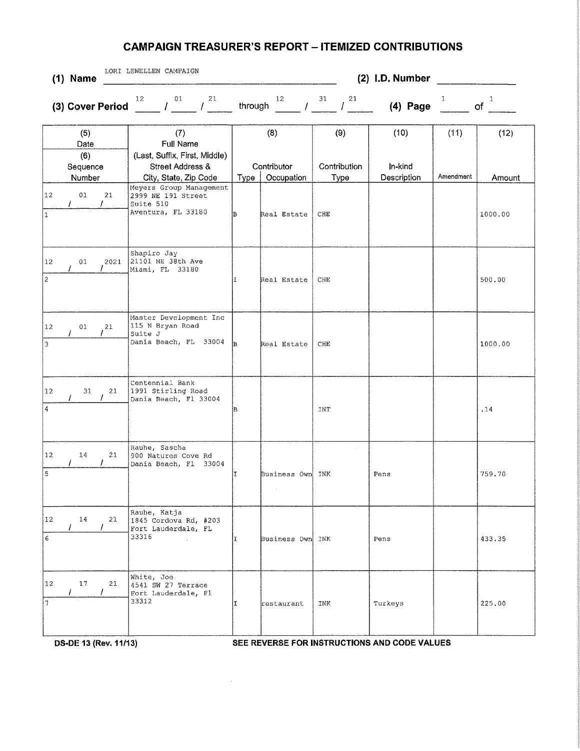## CAMPAIGN TREASURER'S REPORT – ITEMIZED CONTRIBUTIONS

**(1) Name** LORI LEWELLEN CAMPAIGN **(2) I.D. Number**

**(3) Cover Period** 12 / 01 / 21 through 12 / 31 / 21 **(4) Page** 1 of 1

| (5) Date / (6) Sequence Number | (7) Full Name (Last, Suffix, First, Middle) Street Address & City, State, Zip Code | (8) Contributor Type | Occupation | (9) Contribution Type | (10) In-kind Description | (11) Amendment | (12) Amount |
|---|---|---|---|---|---|---|---|
| 12/01/21<br>1 | Meyers Group Management<br>2999 NE 191 Street<br>Suite 510<br>Aventura, FL 33180 | B | Real Estate | CHE | | | 1000.00 |
| 12/01/2021<br>2 | Shapiro Jay<br>21101 NE 38th Ave<br>Miami, FL 33180 | I | Real Estate | CHE | | | 500.00 |
| 12/01/21<br>3 | Master Development Inc<br>115 N Bryan Road<br>Suite J<br>Dania Beach, FL 33004 | B | Real Estate | CHE | | | 1000.00 |
| 12/31/21<br>4 | Centennial Bank<br>1991 Stirling Road<br>Dania Beach, Fl 33004 | B | | INT | | | .14 |
| 12/14/21<br>5 | Rauhe, Sascha<br>900 Natures Cove Rd<br>Dania Beach, Fl 33004 | I | Business Own | INK | Pens | | 759.70 |
| 12/14/21<br>6 | Rauhe, Katja<br>1845 Cordova Rd, #203<br>Fort Lauderdale, FL<br>33316 | I | Business Own | INK | Pens | | 433.35 |
| 12/17/21<br>7 | White, Joe<br>4541 SW 27 Terrace<br>Fort Lauderdale, Fl<br>33312 | I | restaurant | INK | Turkeys | | 225.00 |

DS-DE 13 (Rev. 11/13) SEE REVERSE FOR INSTRUCTIONS AND CODE VALUES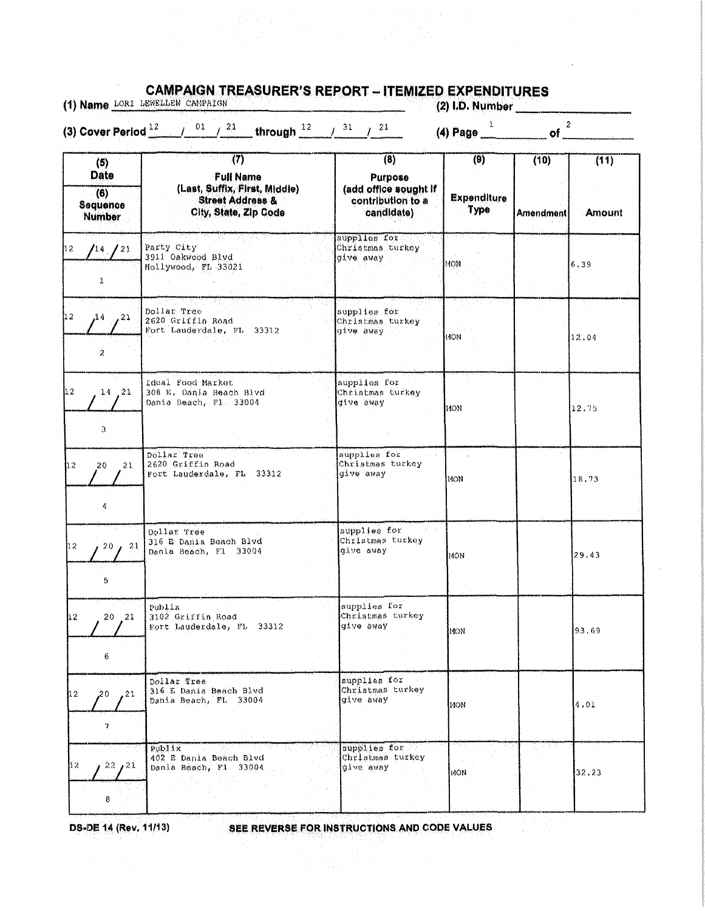# CAMPAIGN TREASURER'S REPORT – ITEMIZED EXPENDITURES

**(1) Name** LORI LEWELLEN CAMPAIGN **(2) I.D. Number** ____________

**(3) Cover Period** 12 / 01 / 21 **through** 12 / 31 / 21 **(4) Page** 1 **of** 2

| (5) Date / (6) Sequence Number | (7) Full Name (Last, Suffix, First, Middle) Street Address & City, State, Zip Code | (8) Purpose (add office sought if contribution to a candidate) | (9) Expenditure Type | (10) Amendment | (11) Amount |
|---|---|---|---|---|---|
| 12 /14 /21<br>1 | Party City<br>3911 Oakwood Blvd<br>Hollywood, FL 33021 | supplies for Christmas turkey give away | MON | | 6.39 |
| 12 /14 /21<br>2 | Dollar Tree<br>2620 Griffin Road<br>Fort Lauderdale, FL 33312 | supplies for Christmas turkey give away | MON | | 12.04 |
| 12 /14 /21<br>3 | Ideal Food Market<br>308 E. Dania Beach Blvd<br>Dania Beach, Fl 33004 | supplies for Christmas turkey give away | MON | | 12.75 |
| 12 /20 /21<br>4 | Dollar Tree<br>2620 Griffin Road<br>Fort Lauderdale, FL 33312 | supplies for Christmas turkey give away | MON | | 18.73 |
| 12 /20 /21<br>5 | Dollar Tree<br>316 E Dania Beach Blvd<br>Dania Beach, Fl 33004 | supplies for Christmas turkey give away | MON | | 29.43 |
| 12 /20 /21<br>6 | Publix<br>3102 Griffin Road<br>Fort Lauderdale, FL 33312 | supplies for Christmas turkey give away | MON | | 93.69 |
| 12 /20 /21<br>7 | Dollar Tree<br>316 E Dania Beach Blvd<br>Dania Beach, FL 33004 | supplies for Christmas turkey give away | MON | | 4.01 |
| 12 /22 /21<br>8 | Publix<br>402 E Dania Beach Blvd<br>Dania Beach, Fl 33004 | supplies for Christmas turkey give away | MON | | 32.23 |

DS-DE 14 (Rev. 11/13) SEE REVERSE FOR INSTRUCTIONS AND CODE VALUES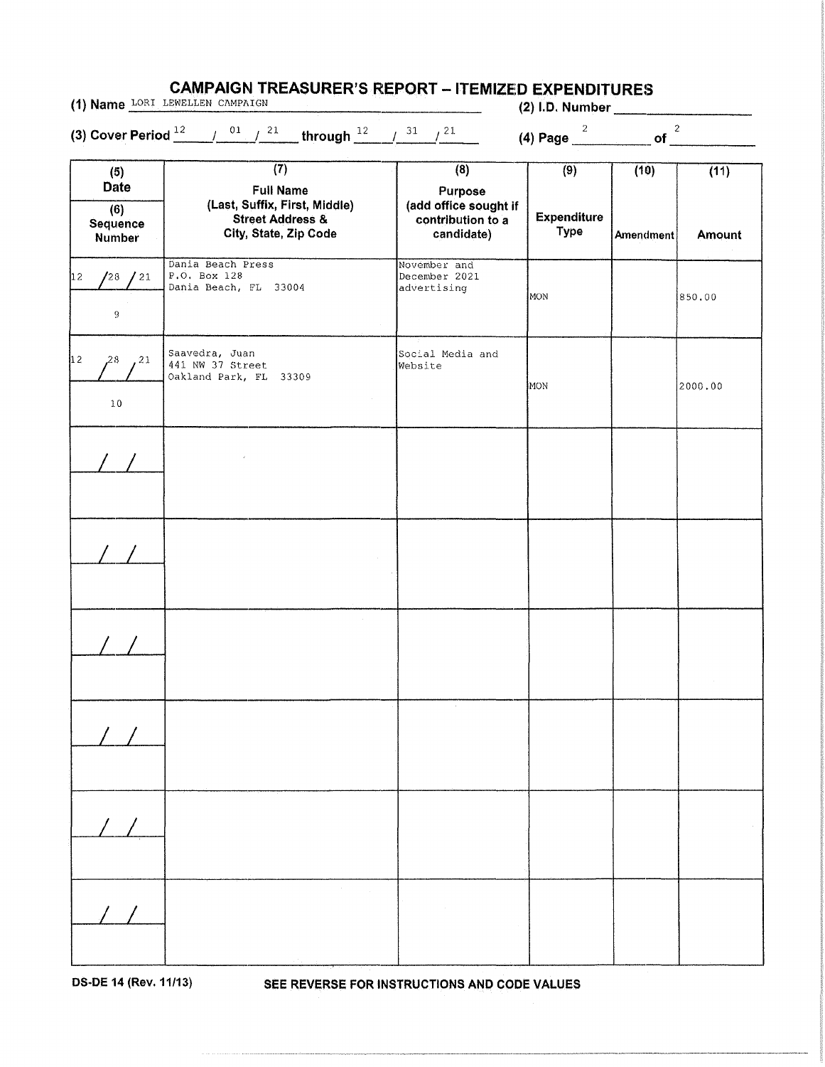# CAMPAIGN TREASURER'S REPORT – ITEMIZED EXPENDITURES

(1) Name LORI LEWELLEN CAMPAIGN (2) I.D. Number

(3) Cover Period 12 / 01 / 21 through 12 / 31 / 21 (4) Page 2 of 2

| (5) Date / (6) Sequence Number | (7) Full Name (Last, Suffix, First, Middle) Street Address & City, State, Zip Code | (8) Purpose (add office sought if contribution to a candidate) | (9) Expenditure Type | (10) Amendment | (11) Amount |
|---|---|---|---|---|---|
| 12/28/21 9 | Dania Beach Press P.O. Box 128 Dania Beach, FL 33004 | November and December 2021 advertising | MON | | 850.00 |
| 12/28/21 10 | Saavedra, Juan 441 NW 37 Street Oakland Park, FL 33309 | Social Media and Website | MON | | 2000.00 |
| / / | | | | | |
| / / | | | | | |
| / / | | | | | |
| / / | | | | | |
| / / | | | | | |
| / / | | | | | |

DS-DE 14 (Rev. 11/13) SEE REVERSE FOR INSTRUCTIONS AND CODE VALUES